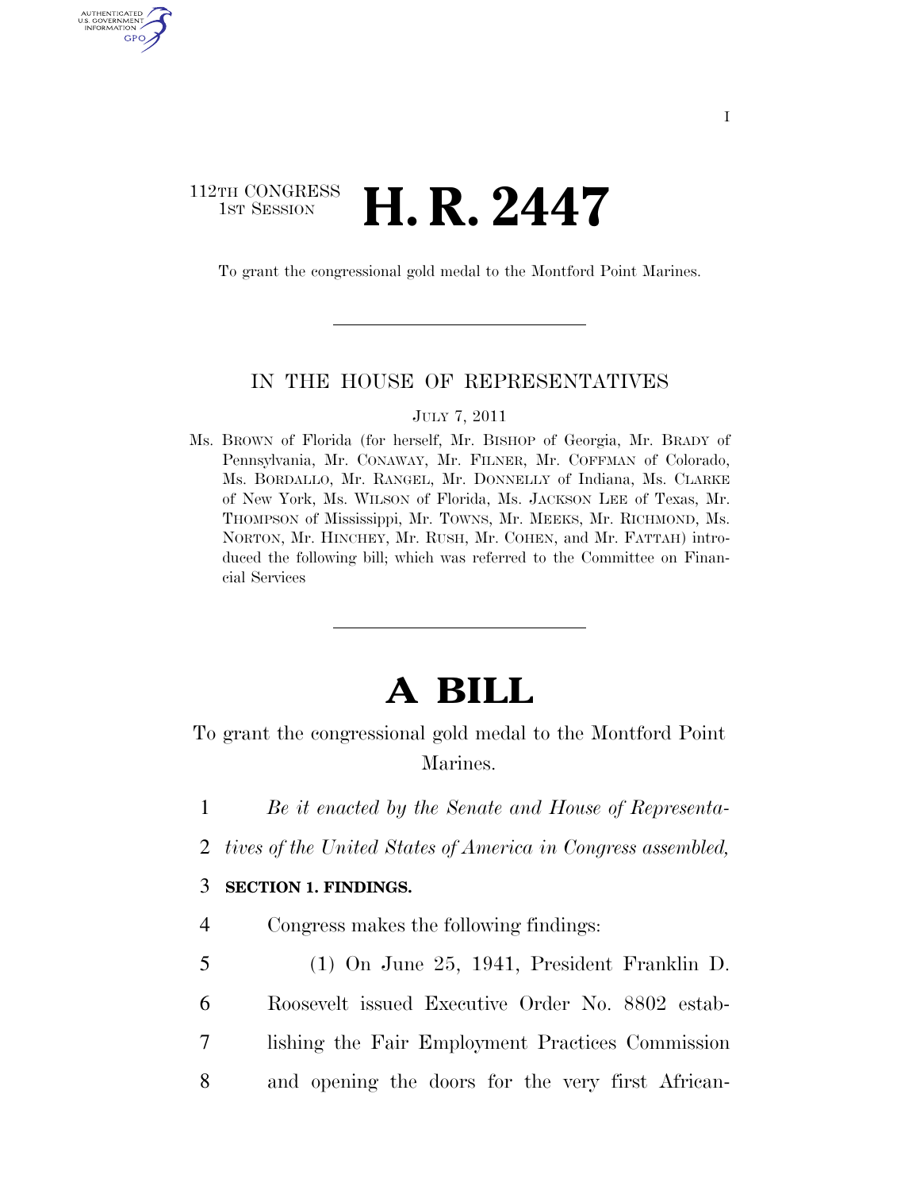112TH CONGRESS
1ST SESSION

# H. R. 2447

To grant the congressional gold medal to the Montford Point Marines.

IN THE HOUSE OF REPRESENTATIVES

JULY 7, 2011

Ms. BROWN of Florida (for herself, Mr. BISHOP of Georgia, Mr. BRADY of Pennsylvania, Mr. CONAWAY, Mr. FILNER, Mr. COFFMAN of Colorado, Ms. BORDALLO, Mr. RANGEL, Mr. DONNELLY of Indiana, Ms. CLARKE of New York, Ms. WILSON of Florida, Ms. JACKSON LEE of Texas, Mr. THOMPSON of Mississippi, Mr. TOWNS, Mr. MEEKS, Mr. RICHMOND, Ms. NORTON, Mr. HINCHEY, Mr. RUSH, Mr. COHEN, and Mr. FATTAH) introduced the following bill; which was referred to the Committee on Financial Services

# A BILL

To grant the congressional gold medal to the Montford Point Marines.

1 *Be it enacted by the Senate and House of Representa-*
2 *tives of the United States of America in Congress assembled,*

3 **SECTION 1. FINDINGS.**

4 Congress makes the following findings:

5 (1) On June 25, 1941, President Franklin D.
6 Roosevelt issued Executive Order No. 8802 estab-
7 lishing the Fair Employment Practices Commission
8 and opening the doors for the very first African-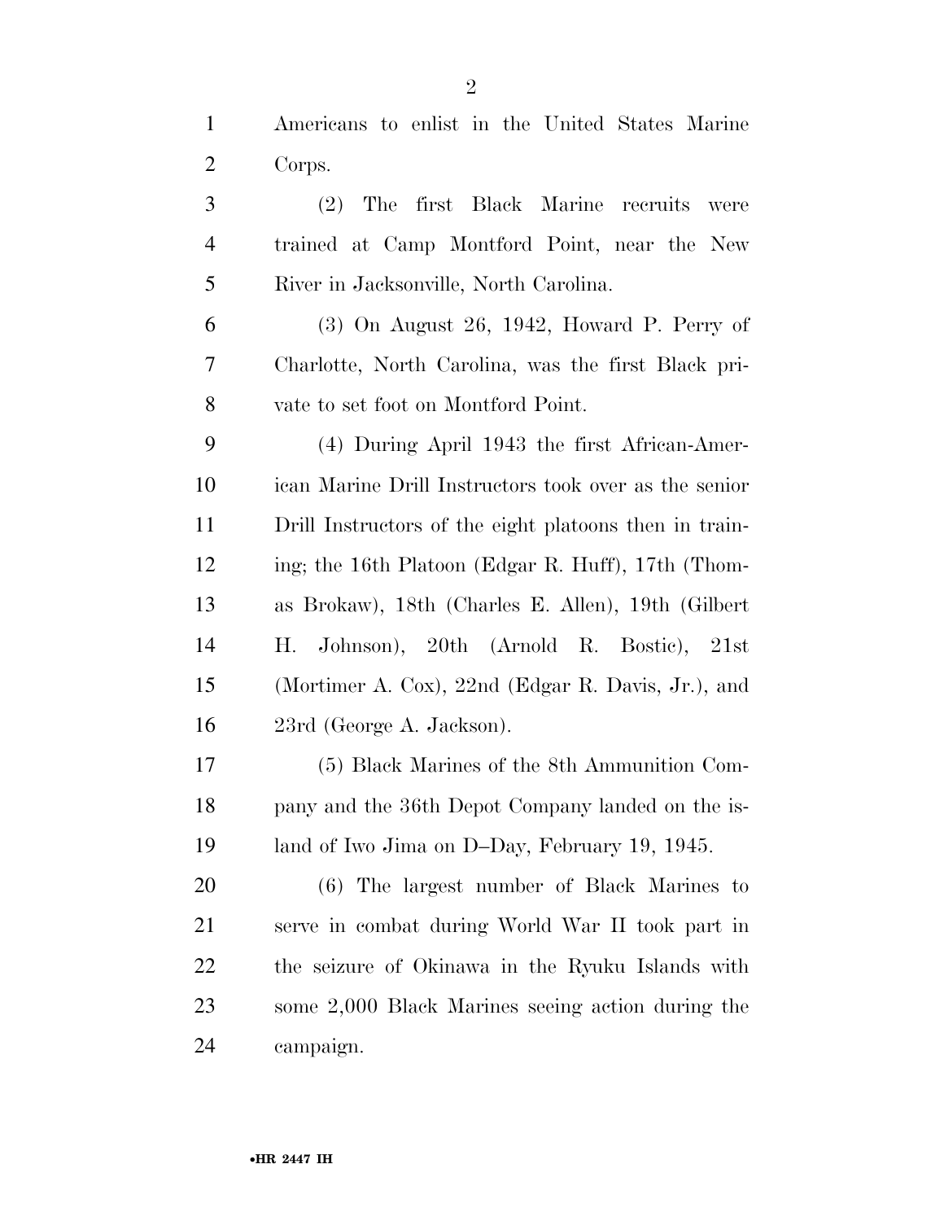Americans to enlist in the United States Marine Corps.

(2) The first Black Marine recruits were trained at Camp Montford Point, near the New River in Jacksonville, North Carolina.

(3) On August 26, 1942, Howard P. Perry of Charlotte, North Carolina, was the first Black private to set foot on Montford Point.

(4) During April 1943 the first African-American Marine Drill Instructors took over as the senior Drill Instructors of the eight platoons then in training; the 16th Platoon (Edgar R. Huff), 17th (Thomas Brokaw), 18th (Charles E. Allen), 19th (Gilbert H. Johnson), 20th (Arnold R. Bostic), 21st (Mortimer A. Cox), 22nd (Edgar R. Davis, Jr.), and 23rd (George A. Jackson).

(5) Black Marines of the 8th Ammunition Company and the 36th Depot Company landed on the island of Iwo Jima on D–Day, February 19, 1945.

(6) The largest number of Black Marines to serve in combat during World War II took part in the seizure of Okinawa in the Ryuku Islands with some 2,000 Black Marines seeing action during the campaign.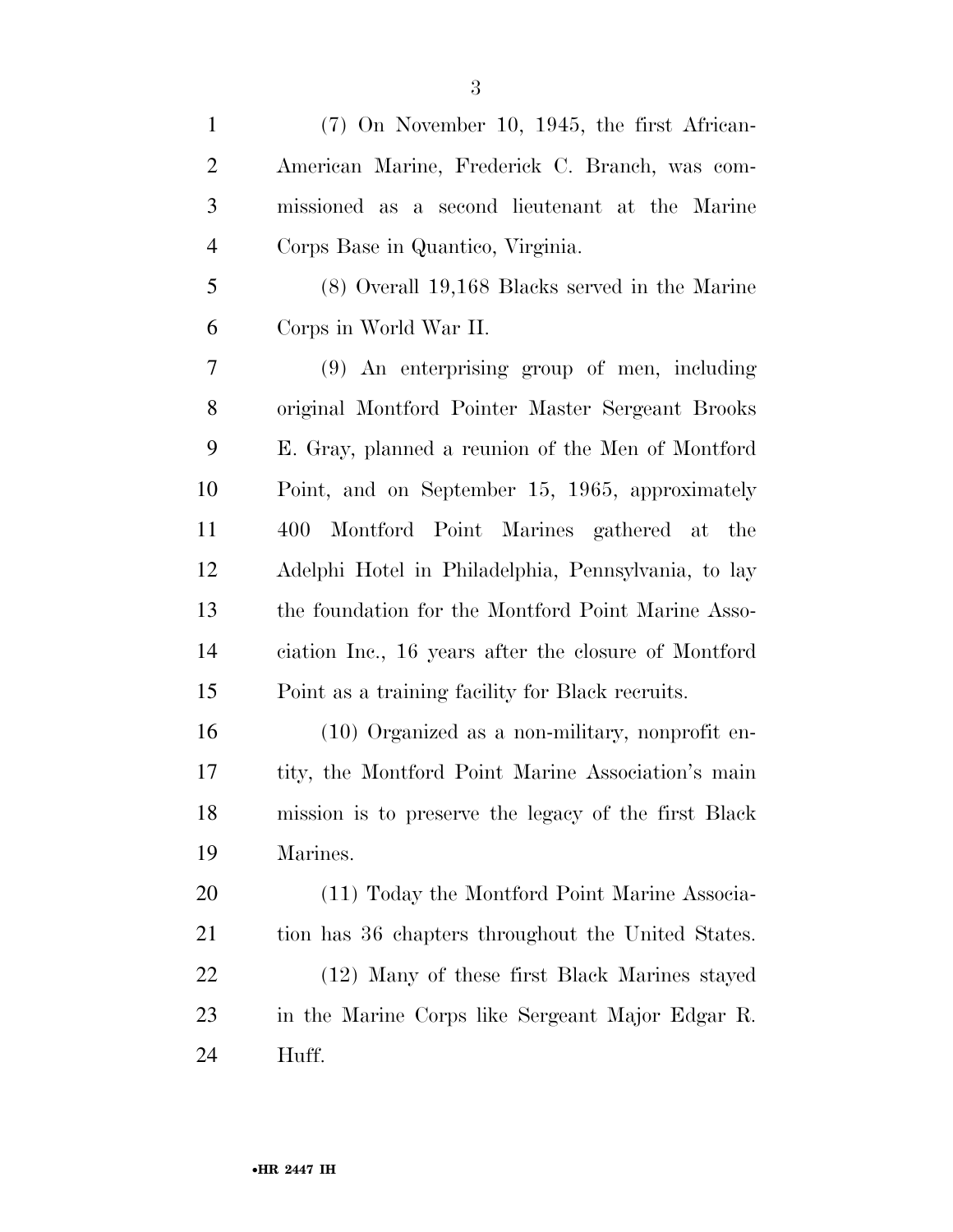(7) On November 10, 1945, the first African-American Marine, Frederick C. Branch, was commissioned as a second lieutenant at the Marine Corps Base in Quantico, Virginia.

(8) Overall 19,168 Blacks served in the Marine Corps in World War II.

(9) An enterprising group of men, including original Montford Pointer Master Sergeant Brooks E. Gray, planned a reunion of the Men of Montford Point, and on September 15, 1965, approximately 400 Montford Point Marines gathered at the Adelphi Hotel in Philadelphia, Pennsylvania, to lay the foundation for the Montford Point Marine Association Inc., 16 years after the closure of Montford Point as a training facility for Black recruits.

(10) Organized as a non-military, nonprofit entity, the Montford Point Marine Association's main mission is to preserve the legacy of the first Black Marines.

(11) Today the Montford Point Marine Association has 36 chapters throughout the United States.

(12) Many of these first Black Marines stayed in the Marine Corps like Sergeant Major Edgar R. Huff.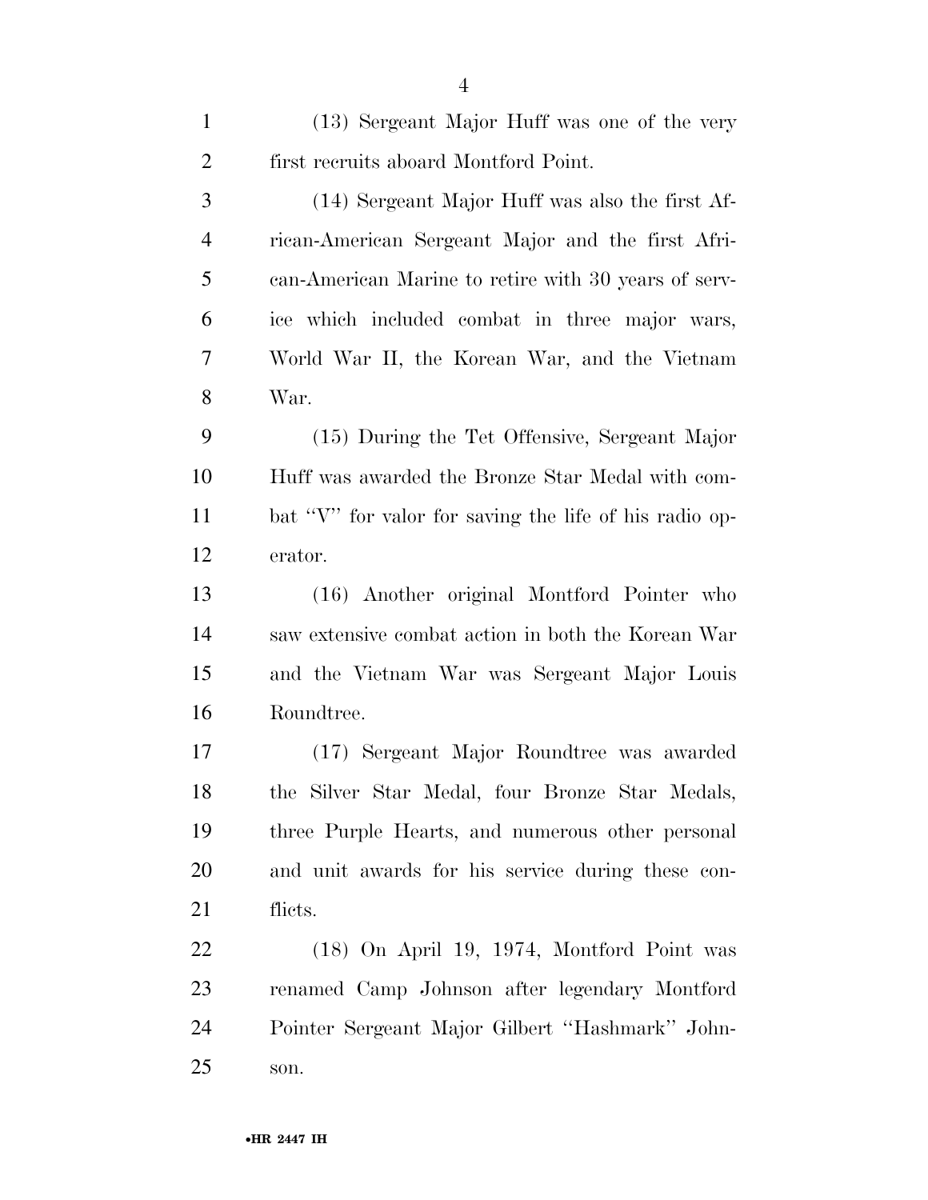(13) Sergeant Major Huff was one of the very first recruits aboard Montford Point.

(14) Sergeant Major Huff was also the first African-American Sergeant Major and the first African-American Marine to retire with 30 years of service which included combat in three major wars, World War II, the Korean War, and the Vietnam War.

(15) During the Tet Offensive, Sergeant Major Huff was awarded the Bronze Star Medal with combat "V" for valor for saving the life of his radio operator.

(16) Another original Montford Pointer who saw extensive combat action in both the Korean War and the Vietnam War was Sergeant Major Louis Roundtree.

(17) Sergeant Major Roundtree was awarded the Silver Star Medal, four Bronze Star Medals, three Purple Hearts, and numerous other personal and unit awards for his service during these conflicts.

(18) On April 19, 1974, Montford Point was renamed Camp Johnson after legendary Montford Pointer Sergeant Major Gilbert "Hashmark" Johnson.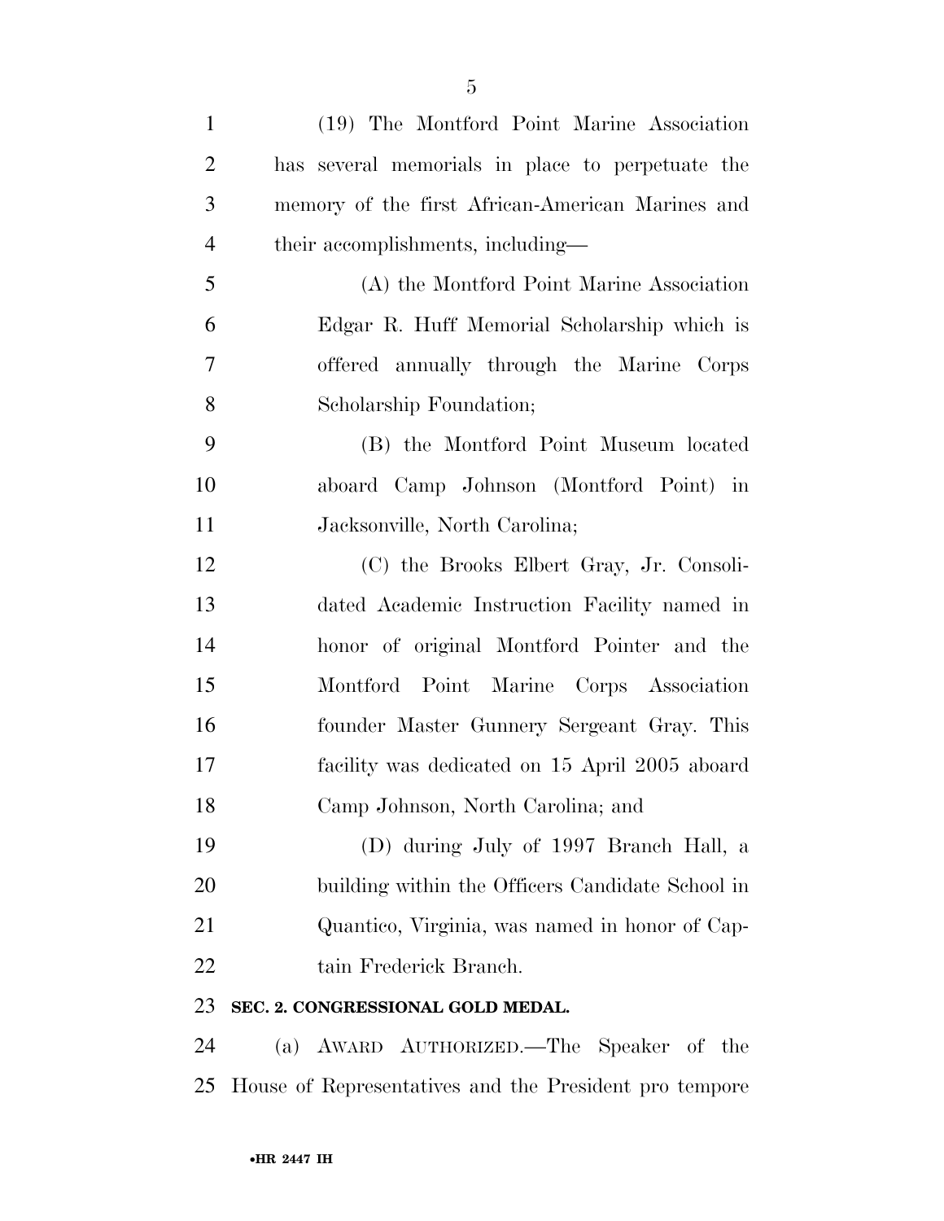(19) The Montford Point Marine Association has several memorials in place to perpetuate the memory of the first African-American Marines and their accomplishments, including—

(A) the Montford Point Marine Association Edgar R. Huff Memorial Scholarship which is offered annually through the Marine Corps Scholarship Foundation;

(B) the Montford Point Museum located aboard Camp Johnson (Montford Point) in Jacksonville, North Carolina;

(C) the Brooks Elbert Gray, Jr. Consolidated Academic Instruction Facility named in honor of original Montford Pointer and the Montford Point Marine Corps Association founder Master Gunnery Sergeant Gray. This facility was dedicated on 15 April 2005 aboard Camp Johnson, North Carolina; and

(D) during July of 1997 Branch Hall, a building within the Officers Candidate School in Quantico, Virginia, was named in honor of Captain Frederick Branch.

**SEC. 2. CONGRESSIONAL GOLD MEDAL.**

(a) AWARD AUTHORIZED.—The Speaker of the House of Representatives and the President pro tempore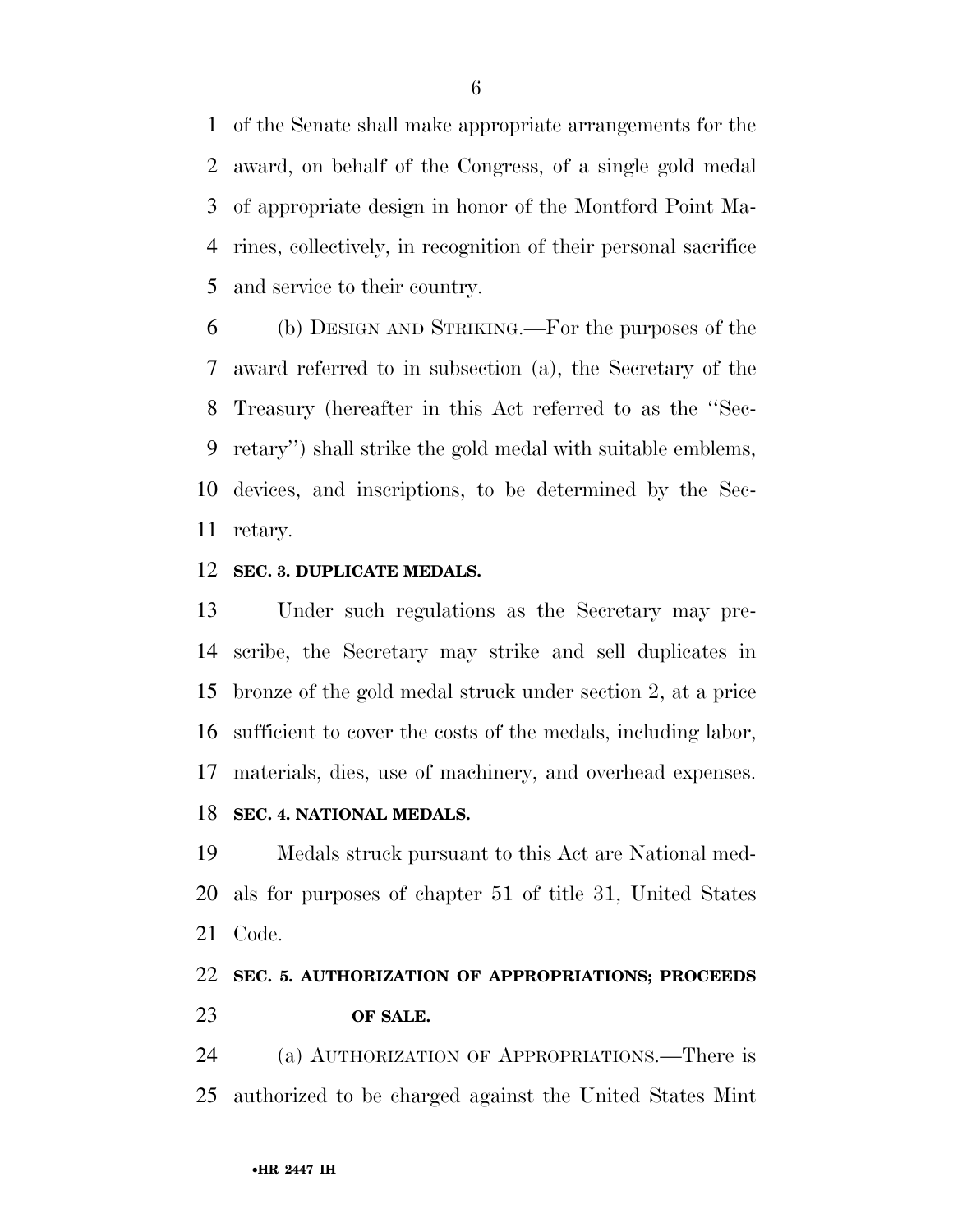of the Senate shall make appropriate arrangements for the award, on behalf of the Congress, of a single gold medal of appropriate design in honor of the Montford Point Marines, collectively, in recognition of their personal sacrifice and service to their country.

(b) DESIGN AND STRIKING.—For the purposes of the award referred to in subsection (a), the Secretary of the Treasury (hereafter in this Act referred to as the ''Secretary'') shall strike the gold medal with suitable emblems, devices, and inscriptions, to be determined by the Secretary.

**SEC. 3. DUPLICATE MEDALS.**

Under such regulations as the Secretary may prescribe, the Secretary may strike and sell duplicates in bronze of the gold medal struck under section 2, at a price sufficient to cover the costs of the medals, including labor, materials, dies, use of machinery, and overhead expenses.

**SEC. 4. NATIONAL MEDALS.**

Medals struck pursuant to this Act are National medals for purposes of chapter 51 of title 31, United States Code.

**SEC. 5. AUTHORIZATION OF APPROPRIATIONS; PROCEEDS OF SALE.**

(a) AUTHORIZATION OF APPROPRIATIONS.—There is authorized to be charged against the United States Mint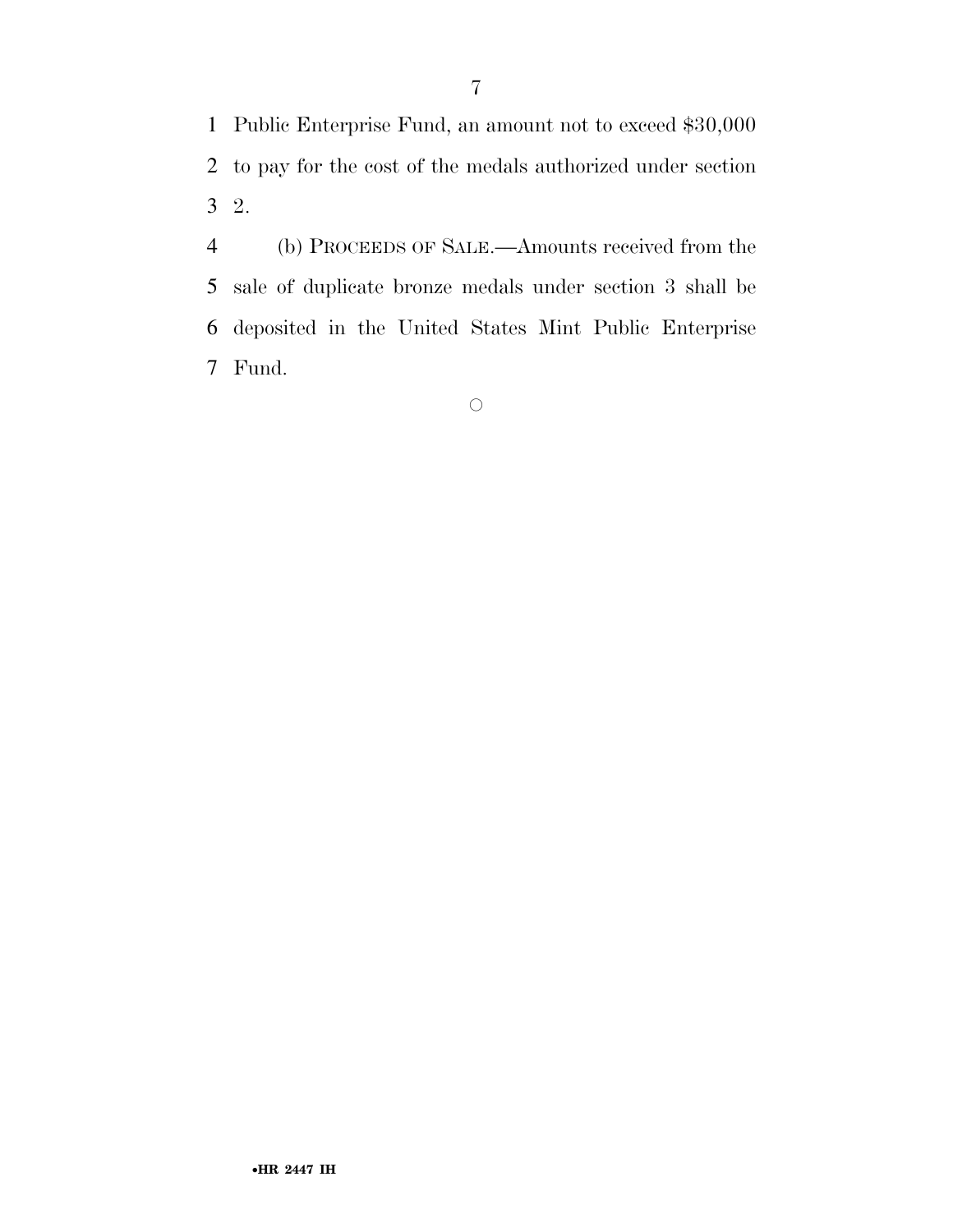Public Enterprise Fund, an amount not to exceed $30,000 to pay for the cost of the medals authorized under section 2.

(b) PROCEEDS OF SALE.—Amounts received from the sale of duplicate bronze medals under section 3 shall be deposited in the United States Mint Public Enterprise Fund.

○